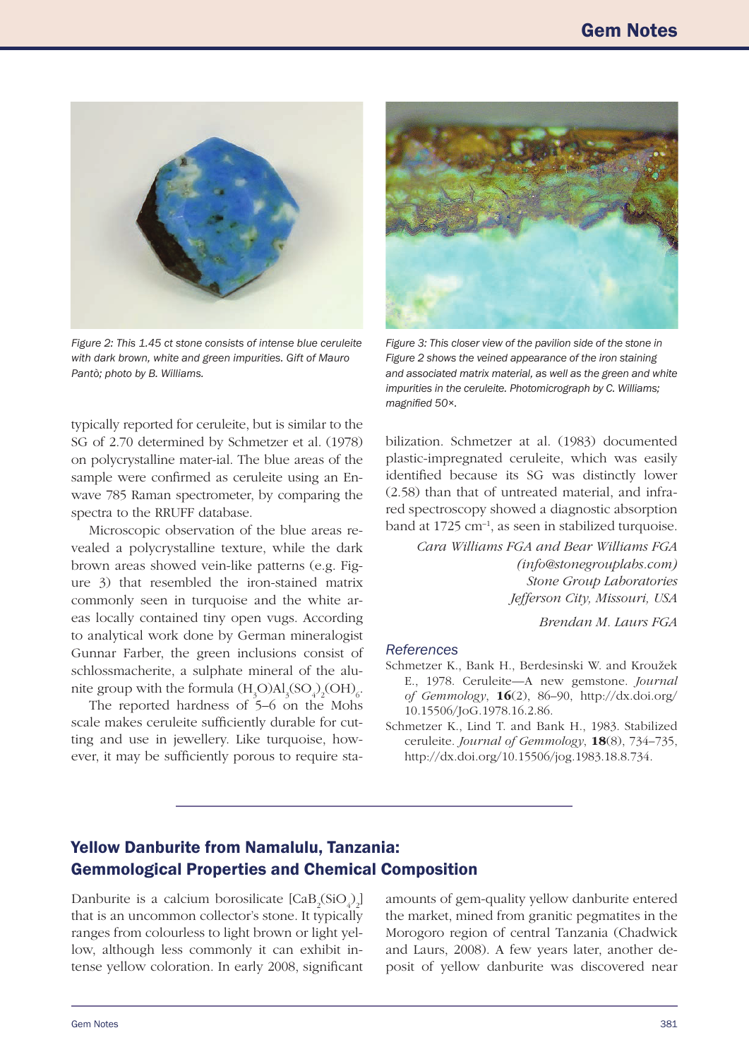Figure 2: This 1.45 ct stone consists of intense blue ceruleite with dark brown, white and green impurities. Gift of Mauro Pantò; photo by B. Williams.

Figure 3: This closer view of the pavilion side of the stone in Figure 2 shows the veined appearance of the iron staining and associated matrix material, as well as the green and white impurities in the ceruleite. Photomicrograph by C. Williams; magnified 50×.

typically reported for ceruleite, but is similar to the SG of 2.70 determined by Schmetzer et al. (1978) on polycrystalline mater-ial. The blue areas of the sample were confirmed as ceruleite using an Enwave 785 Raman spectrometer, by comparing the spectra to the RRUFF database.

Microscopic observation of the blue areas revealed a polycrystalline texture, while the dark brown areas showed vein-like patterns (e.g. Figure 3) that resembled the iron-stained matrix commonly seen in turquoise and the white areas locally contained tiny open vugs. According to analytical work done by German mineralogist Gunnar Farber, the green inclusions consist of schlossmacherite, a sulphate mineral of the alunite group with the formula $(H_3O)Al_3(SO_4)_2(OH)_6$.

The reported hardness of 5–6 on the Mohs scale makes ceruleite sufficiently durable for cutting and use in jewellery. Like turquoise, however, it may be sufficiently porous to require stabilization. Schmetzer at al. (1983) documented plastic-impregnated ceruleite, which was easily identified because its SG was distinctly lower (2.58) than that of untreated material, and infrared spectroscopy showed a diagnostic absorption band at 1725 $cm^{-1}$, as seen in stabilized turquoise.

*Cara Williams FGA and Bear Williams FGA*
*(info@stonegrouplabs.com)*
*Stone Group Laboratories*
*Jefferson City, Missouri, USA*

*Brendan M. Laurs FGA*

### References

Schmetzer K., Bank H., Berdesinski W. and Kroužek E., 1978. Ceruleite—A new gemstone. *Journal of Gemmology*, **16**(2), 86–90, http://dx.doi.org/10.15506/JoG.1978.16.2.86.

Schmetzer K., Lind T. and Bank H., 1983. Stabilized ceruleite. *Journal of Gemmology*, **18**(8), 734–735, http://dx.doi.org/10.15506/jog.1983.18.8.734.

## Yellow Danburite from Namalulu, Tanzania: Gemmological Properties and Chemical Composition

Danburite is a calcium borosilicate $[CaB_2(SiO_4)_2]$ that is an uncommon collector's stone. It typically ranges from colourless to light brown or light yellow, although less commonly it can exhibit intense yellow coloration. In early 2008, significant amounts of gem-quality yellow danburite entered the market, mined from granitic pegmatites in the Morogoro region of central Tanzania (Chadwick and Laurs, 2008). A few years later, another deposit of yellow danburite was discovered near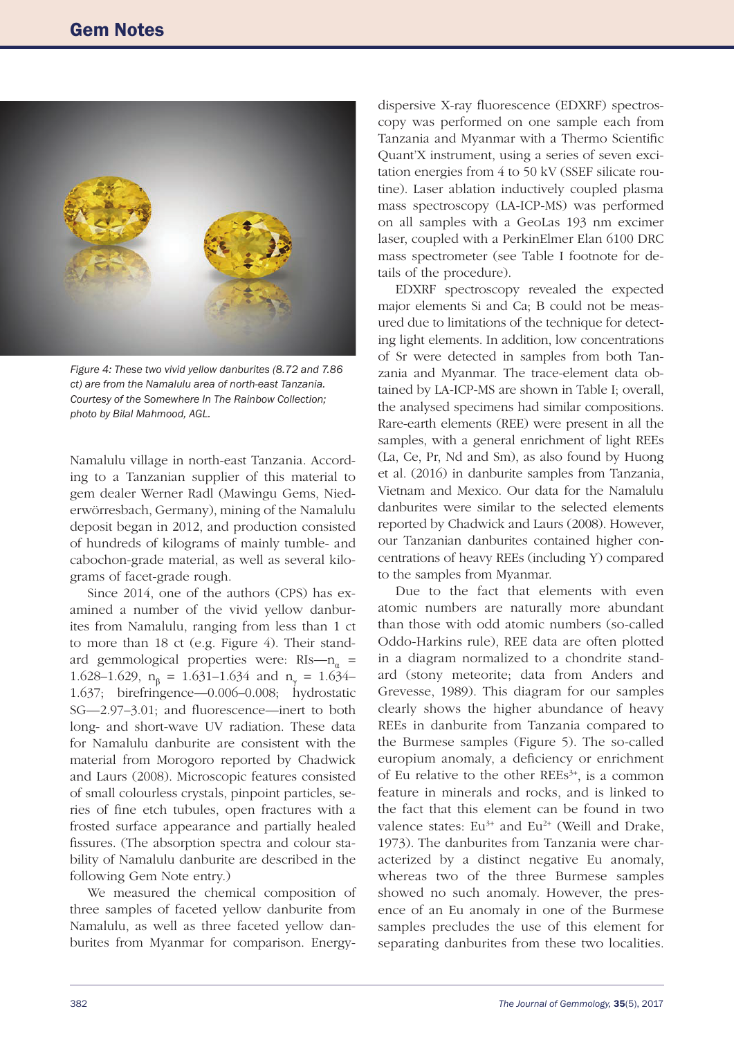Figure 4: These two vivid yellow danburites (8.72 and 7.86 ct) are from the Namalulu area of north-east Tanzania. Courtesy of the Somewhere In The Rainbow Collection; photo by Bilal Mahmood, AGL.

Namalulu village in north-east Tanzania. According to a Tanzanian supplier of this material to gem dealer Werner Radl (Mawingu Gems, Niederwörresbach, Germany), mining of the Namalulu deposit began in 2012, and production consisted of hundreds of kilograms of mainly tumble- and cabochon-grade material, as well as several kilograms of facet-grade rough.

Since 2014, one of the authors (CPS) has examined a number of the vivid yellow danburites from Namalulu, ranging from less than 1 ct to more than 18 ct (e.g. Figure 4). Their standard gemmological properties were: RIs—$n_\alpha$ = 1.628–1.629, $n_\beta$ = 1.631–1.634 and $n_\gamma$ = 1.634–1.637; birefringence—0.006–0.008; hydrostatic SG—2.97–3.01; and fluorescence—inert to both long- and short-wave UV radiation. These data for Namalulu danburite are consistent with the material from Morogoro reported by Chadwick and Laurs (2008). Microscopic features consisted of small colourless crystals, pinpoint particles, series of fine etch tubules, open fractures with a frosted surface appearance and partially healed fissures. (The absorption spectra and colour stability of Namalulu danburite are described in the following Gem Note entry.)

We measured the chemical composition of three samples of faceted yellow danburite from Namalulu, as well as three faceted yellow danburites from Myanmar for comparison. Energy-dispersive X-ray fluorescence (EDXRF) spectroscopy was performed on one sample each from Tanzania and Myanmar with a Thermo Scientific Quant'X instrument, using a series of seven excitation energies from 4 to 50 kV (SSEF silicate routine). Laser ablation inductively coupled plasma mass spectroscopy (LA-ICP-MS) was performed on all samples with a GeoLas 193 nm excimer laser, coupled with a PerkinElmer Elan 6100 DRC mass spectrometer (see Table I footnote for details of the procedure).

EDXRF spectroscopy revealed the expected major elements Si and Ca; B could not be measured due to limitations of the technique for detecting light elements. In addition, low concentrations of Sr were detected in samples from both Tanzania and Myanmar. The trace-element data obtained by LA-ICP-MS are shown in Table I; overall, the analysed specimens had similar compositions. Rare-earth elements (REE) were present in all the samples, with a general enrichment of light REEs (La, Ce, Pr, Nd and Sm), as also found by Huong et al. (2016) in danburite samples from Tanzania, Vietnam and Mexico. Our data for the Namalulu danburites were similar to the selected elements reported by Chadwick and Laurs (2008). However, our Tanzanian danburites contained higher concentrations of heavy REEs (including Y) compared to the samples from Myanmar.

Due to the fact that elements with even atomic numbers are naturally more abundant than those with odd atomic numbers (so-called Oddo-Harkins rule), REE data are often plotted in a diagram normalized to a chondrite standard (stony meteorite; data from Anders and Grevesse, 1989). This diagram for our samples clearly shows the higher abundance of heavy REEs in danburite from Tanzania compared to the Burmese samples (Figure 5). The so-called europium anomaly, a deficiency or enrichment of Eu relative to the other $REEs^{3+}$, is a common feature in minerals and rocks, and is linked to the fact that this element can be found in two valence states: $Eu^{3+}$ and $Eu^{2+}$ (Weill and Drake, 1973). The danburites from Tanzania were characterized by a distinct negative Eu anomaly, whereas two of the three Burmese samples showed no such anomaly. However, the presence of an Eu anomaly in one of the Burmese samples precludes the use of this element for separating danburites from these two localities.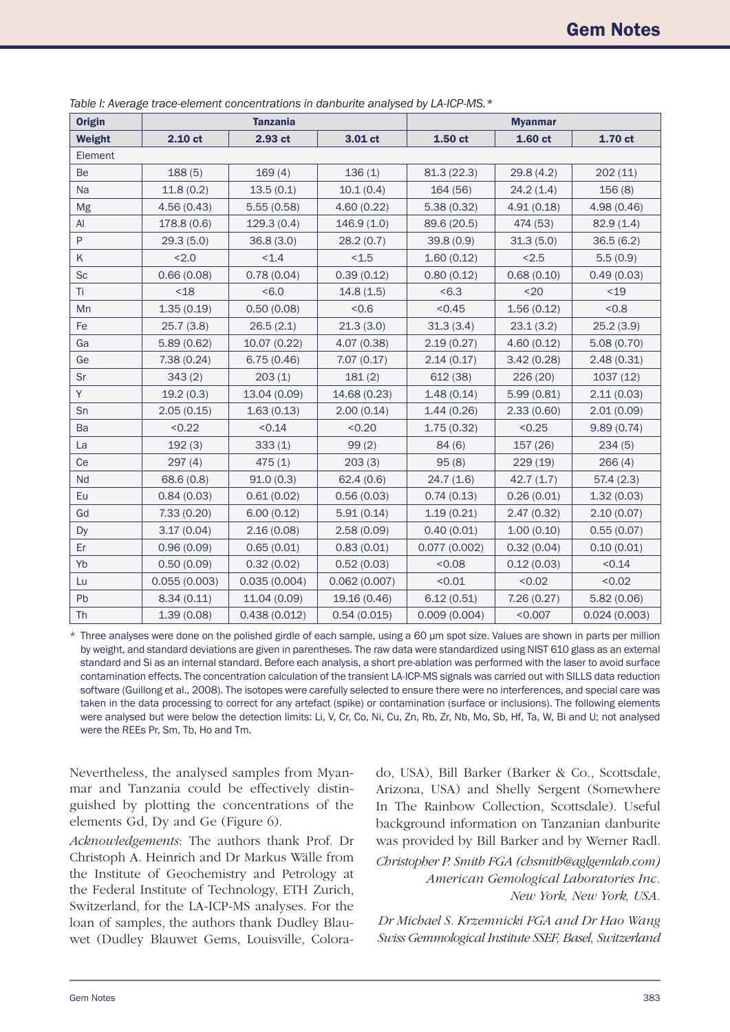Table I: *Average trace-element concentrations in danburite analysed by LA-ICP-MS.**

| Origin | Tanzania | | | Myanmar | | |
|---|---|---|---|---|---|---|
| Weight | 2.10 ct | 2.93 ct | 3.01 ct | 1.50 ct | 1.60 ct | 1.70 ct |
| Element | | | | | | |
| Be | 188 (5) | 169 (4) | 136 (1) | 81.3 (22.3) | 29.8 (4.2) | 202 (11) |
| Na | 11.8 (0.2) | 13.5 (0.1) | 10.1 (0.4) | 164 (56) | 24.2 (1.4) | 156 (8) |
| Mg | 4.56 (0.43) | 5.55 (0.58) | 4.60 (0.22) | 5.38 (0.32) | 4.91 (0.18) | 4.98 (0.46) |
| Al | 178.8 (0.6) | 129.3 (0.4) | 146.9 (1.0) | 89.6 (20.5) | 474 (53) | 82.9 (1.4) |
| P | 29.3 (5.0) | 36.8 (3.0) | 28.2 (0.7) | 39.8 (0.9) | 31.3 (5.0) | 36.5 (6.2) |
| K | <2.0 | <1.4 | <1.5 | 1.60 (0.12) | <2.5 | 5.5 (0.9) |
| Sc | 0.66 (0.08) | 0.78 (0.04) | 0.39 (0.12) | 0.80 (0.12) | 0.68 (0.10) | 0.49 (0.03) |
| Ti | <18 | <6.0 | 14.8 (1.5) | <6.3 | <20 | <19 |
| Mn | 1.35 (0.19) | 0.50 (0.08) | <0.6 | <0.45 | 1.56 (0.12) | <0.8 |
| Fe | 25.7 (3.8) | 26.5 (2.1) | 21.3 (3.0) | 31.3 (3.4) | 23.1 (3.2) | 25.2 (3.9) |
| Ga | 5.89 (0.62) | 10.07 (0.22) | 4.07 (0.38) | 2.19 (0.27) | 4.60 (0.12) | 5.08 (0.70) |
| Ge | 7.38 (0.24) | 6.75 (0.46) | 7.07 (0.17) | 2.14 (0.17) | 3.42 (0.28) | 2.48 (0.31) |
| Sr | 343 (2) | 203 (1) | 181 (2) | 612 (38) | 226 (20) | 1037 (12) |
| Y | 19.2 (0.3) | 13.04 (0.09) | 14.68 (0.23) | 1.48 (0.14) | 5.99 (0.81) | 2.11 (0.03) |
| Sn | 2.05 (0.15) | 1.63 (0.13) | 2.00 (0.14) | 1.44 (0.26) | 2.33 (0.60) | 2.01 (0.09) |
| Ba | <0.22 | <0.14 | <0.20 | 1.75 (0.32) | <0.25 | 9.89 (0.74) |
| La | 192 (3) | 333 (1) | 99 (2) | 84 (6) | 157 (26) | 234 (5) |
| Ce | 297 (4) | 475 (1) | 203 (3) | 95 (8) | 229 (19) | 266 (4) |
| Nd | 68.6 (0.8) | 91.0 (0.3) | 62.4 (0.6) | 24.7 (1.6) | 42.7 (1.7) | 57.4 (2.3) |
| Eu | 0.84 (0.03) | 0.61 (0.02) | 0.56 (0.03) | 0.74 (0.13) | 0.26 (0.01) | 1.32 (0.03) |
| Gd | 7.33 (0.20) | 6.00 (0.12) | 5.91 (0.14) | 1.19 (0.21) | 2.47 (0.32) | 2.10 (0.07) |
| Dy | 3.17 (0.04) | 2.16 (0.08) | 2.58 (0.09) | 0.40 (0.01) | 1.00 (0.10) | 0.55 (0.07) |
| Er | 0.96 (0.09) | 0.65 (0.01) | 0.83 (0.01) | 0.077 (0.002) | 0.32 (0.04) | 0.10 (0.01) |
| Yb | 0.50 (0.09) | 0.32 (0.02) | 0.52 (0.03) | <0.08 | 0.12 (0.03) | <0.14 |
| Lu | 0.055 (0.003) | 0.035 (0.004) | 0.062 (0.007) | <0.01 | <0.02 | <0.02 |
| Pb | 8.34 (0.11) | 11.04 (0.09) | 19.16 (0.46) | 6.12 (0.51) | 7.26 (0.27) | 5.82 (0.06) |
| Th | 1.39 (0.08) | 0.438 (0.012) | 0.54 (0.015) | 0.009 (0.004) | <0.007 | 0.024 (0.003) |

\* Three analyses were done on the polished girdle of each sample, using a 60 µm spot size. Values are shown in parts per million by weight, and standard deviations are given in parentheses. The raw data were standardized using NIST 610 glass as an external standard and Si as an internal standard. Before each analysis, a short pre-ablation was performed with the laser to avoid surface contamination effects. The concentration calculation of the transient LA-ICP-MS signals was carried out with SILLS data reduction software (Guillong et al., 2008). The isotopes were carefully selected to ensure there were no interferences, and special care was taken in the data processing to correct for any artefact (spike) or contamination (surface or inclusions). The following elements were analysed but were below the detection limits: Li, V, Cr, Co, Ni, Cu, Zn, Rb, Zr, Nb, Mo, Sb, Hf, Ta, W, Bi and U; not analysed were the REEs Pr, Sm, Tb, Ho and Tm.

Nevertheless, the analysed samples from Myanmar and Tanzania could be effectively distinguished by plotting the concentrations of the elements Gd, Dy and Ge (Figure 6).

*Acknowledgements*: The authors thank Prof. Dr Christoph A. Heinrich and Dr Markus Wälle from the Institute of Geochemistry and Petrology at the Federal Institute of Technology, ETH Zurich, Switzerland, for the LA-ICP-MS analyses. For the loan of samples, the authors thank Dudley Blauwet (Dudley Blauwet Gems, Louisville, Colorado, USA), Bill Barker (Barker & Co., Scottsdale, Arizona, USA) and Shelly Sergent (Somewhere In The Rainbow Collection, Scottsdale). Useful background information on Tanzanian danburite was provided by Bill Barker and by Werner Radl.

*Christopher P. Smith FGA (chsmith@aglgemlab.com)*
*American Gemological Laboratories Inc.*
*New York, New York, USA.*

*Dr Michael S. Krzemnicki FGA and Dr Hao Wang*
*Swiss Gemmological Institute SSEF, Basel, Switzerland*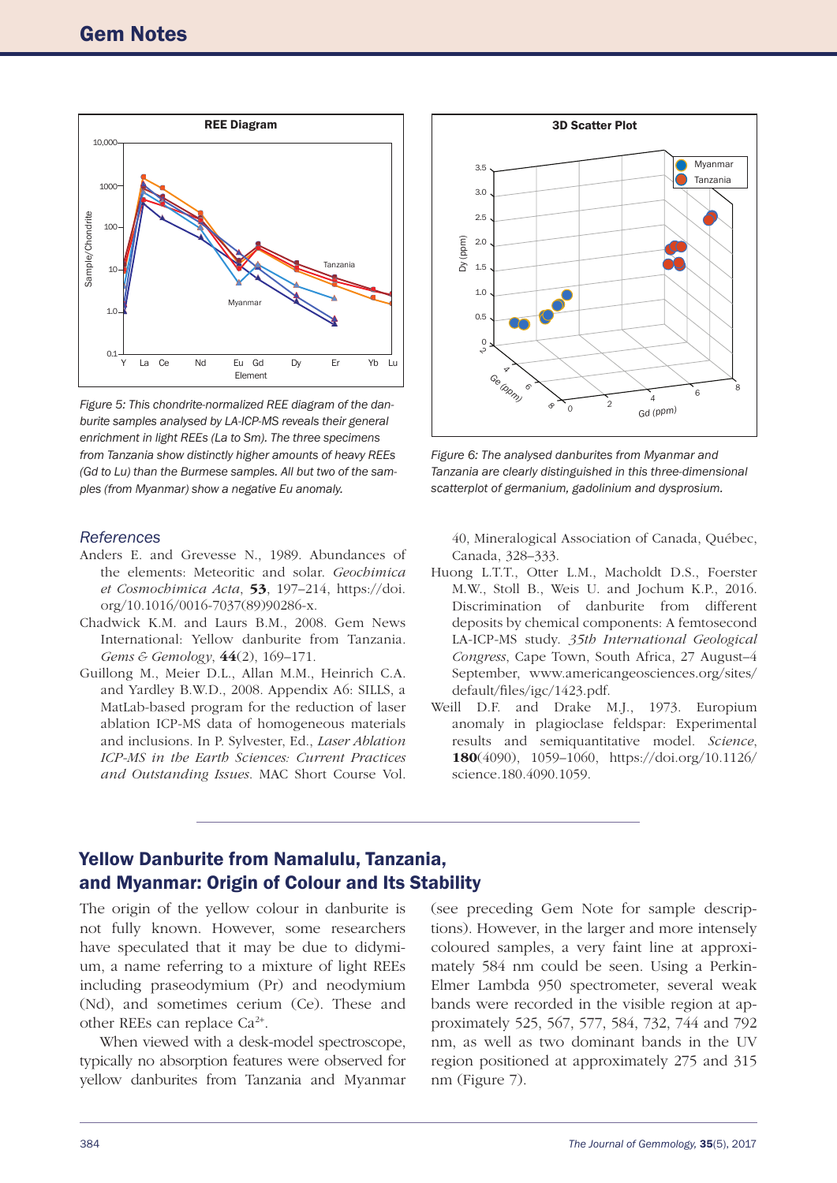REE Diagram

10,000
1000
100
10
1.0
0.1

Sample/Chondrite

Y La Ce Nd Eu Gd Dy Er Yb Lu

Element

Tanzania

Myanmar

Figure 5: This chondrite-normalized REE diagram of the danburite samples analysed by LA-ICP-MS reveals their general enrichment in light REEs (La to Sm). The three specimens from Tanzania show distinctly higher amounts of heavy REEs (Gd to Lu) than the Burmese samples. All but two of the samples (from Myanmar) show a negative Eu anomaly.

3D Scatter Plot

Myanmar
Tanzania

Dy (ppm)

3.5
3.0
2.5
2.0
1.5
1.0
0.5
0

Ge (ppm)

2 4 6 8

Gd (ppm)

0 2 4 6 8

Figure 6: The analysed danburites from Myanmar and Tanzania are clearly distinguished in this three-dimensional scatterplot of germanium, gadolinium and dysprosium.

### References

Anders E. and Grevesse N., 1989. Abundances of the elements: Meteoritic and solar. *Geochimica et Cosmochimica Acta*, **53**, 197–214, https://doi.org/10.1016/0016-7037(89)90286-x.

Chadwick K.M. and Laurs B.M., 2008. Gem News International: Yellow danburite from Tanzania. *Gems & Gemology*, **44**(2), 169–171.

Guillong M., Meier D.L., Allan M.M., Heinrich C.A. and Yardley B.W.D., 2008. Appendix A6: SILLS, a MatLab-based program for the reduction of laser ablation ICP-MS data of homogeneous materials and inclusions. In P. Sylvester, Ed., *Laser Ablation ICP-MS in the Earth Sciences: Current Practices and Outstanding Issues*. MAC Short Course Vol. 40, Mineralogical Association of Canada, Québec, Canada, 328–333.

Huong L.T.T., Otter L.M., Macholdt D.S., Foerster M.W., Stoll B., Weis U. and Jochum K.P., 2016. Discrimination of danburite from different deposits by chemical components: A femtosecond LA-ICP-MS study. *35th International Geological Congress*, Cape Town, South Africa, 27 August–4 September, www.americangeosciences.org/sites/default/files/igc/1423.pdf.

Weill D.F. and Drake M.J., 1973. Europium anomaly in plagioclase feldspar: Experimental results and semiquantitative model. *Science*, **180**(4090), 1059–1060, https://doi.org/10.1126/science.180.4090.1059.

## Yellow Danburite from Namalulu, Tanzania, and Myanmar: Origin of Colour and Its Stability

The origin of the yellow colour in danburite is not fully known. However, some researchers have speculated that it may be due to didymium, a name referring to a mixture of light REEs including praseodymium (Pr) and neodymium (Nd), and sometimes cerium (Ce). These and other REEs can replace $Ca^{2+}$.

When viewed with a desk-model spectroscope, typically no absorption features were observed for yellow danburites from Tanzania and Myanmar (see preceding Gem Note for sample descriptions). However, in the larger and more intensely coloured samples, a very faint line at approximately 584 nm could be seen. Using a Perkin-Elmer Lambda 950 spectrometer, several weak bands were recorded in the visible region at approximately 525, 567, 577, 584, 732, 744 and 792 nm, as well as two dominant bands in the UV region positioned at approximately 275 and 315 nm (Figure 7).